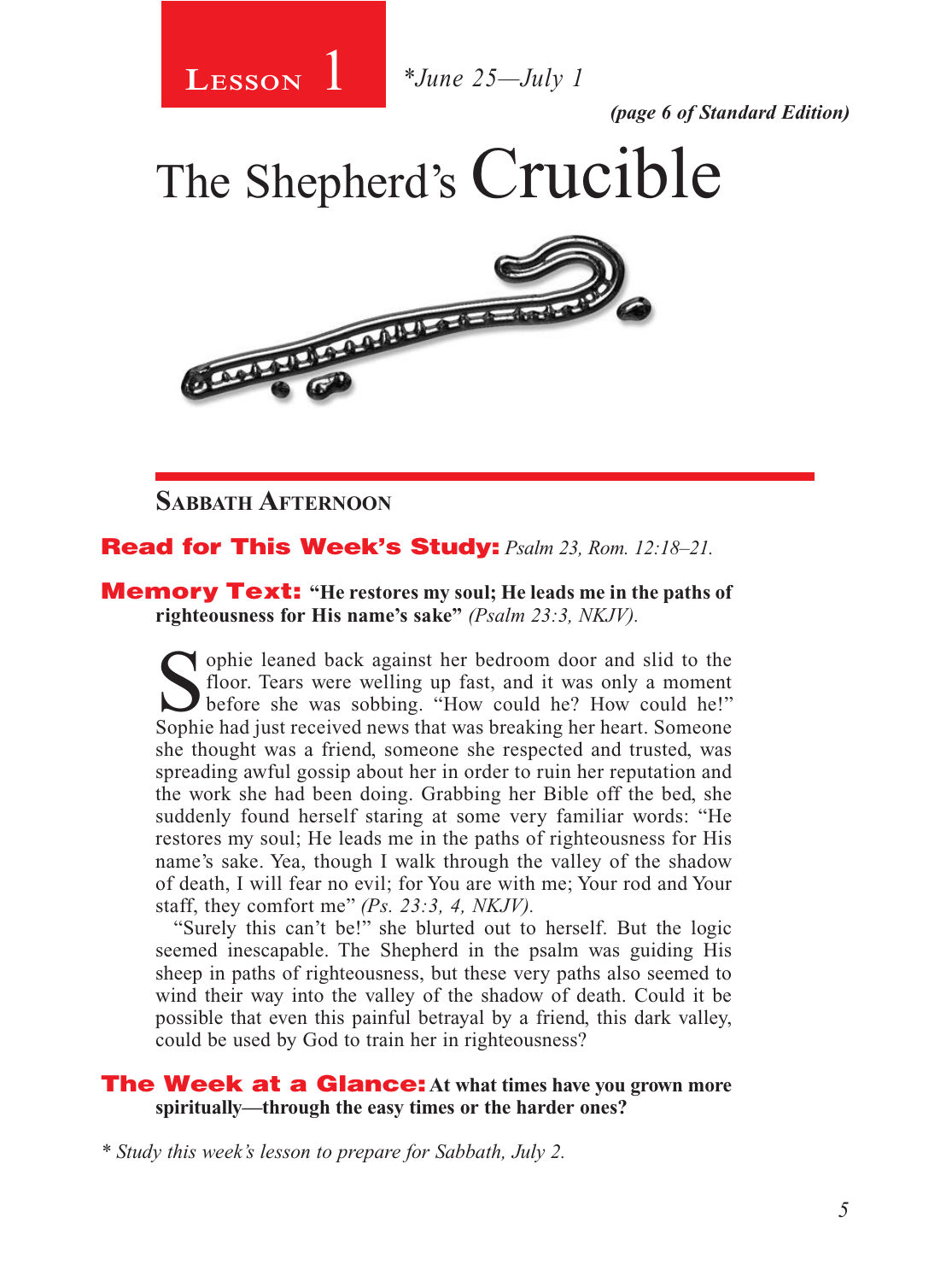**Lesson 1** *June 25—July 1

*(page 6 of Standard Edition)*

# The Shepherd's Crucible

## Sabbath Afternoon

**Read for This Week's Study:** *Psalm 23, Rom. 12:18–21.*

**Memory Text:** **"He restores my soul; He leads me in the paths of righteousness for His name's sake"** *(Psalm 23:3, NKJV).*

Sophie leaned back against her bedroom door and slid to the floor. Tears were welling up fast, and it was only a moment before she was sobbing. "How could he? How could he!" Sophie had just received news that was breaking her heart. Someone she thought was a friend, someone she respected and trusted, was spreading awful gossip about her in order to ruin her reputation and the work she had been doing. Grabbing her Bible off the bed, she suddenly found herself staring at some very familiar words: "He restores my soul; He leads me in the paths of righteousness for His name's sake. Yea, though I walk through the valley of the shadow of death, I will fear no evil; for You are with me; Your rod and Your staff, they comfort me" *(Ps. 23:3, 4, NKJV).*

"Surely this can't be!" she blurted out to herself. But the logic seemed inescapable. The Shepherd in the psalm was guiding His sheep in paths of righteousness, but these very paths also seemed to wind their way into the valley of the shadow of death. Could it be possible that even this painful betrayal by a friend, this dark valley, could be used by God to train her in righteousness?

**The Week at a Glance:** **At what times have you grown more spiritually—through the easy times or the harder ones?**

*\* Study this week's lesson to prepare for Sabbath, July 2.*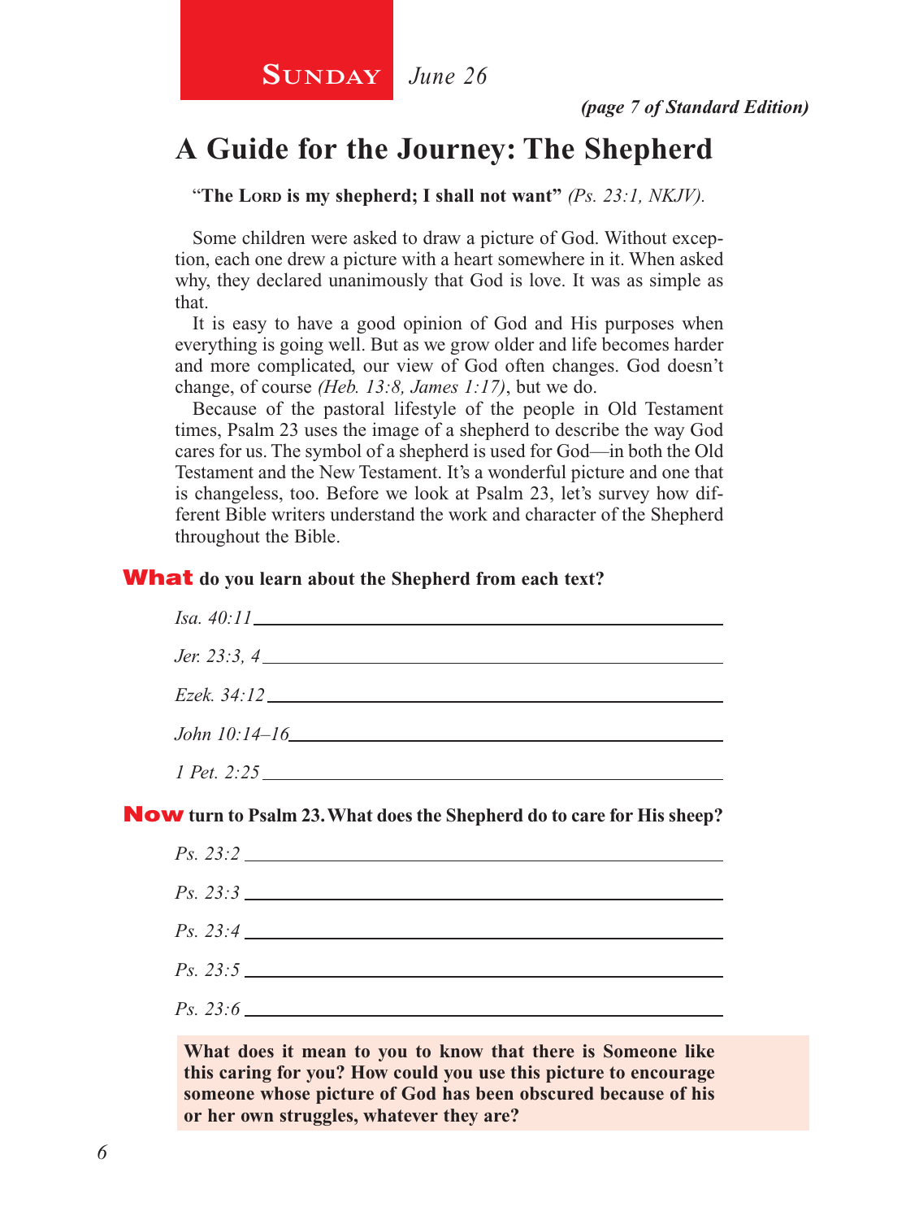**SUNDAY** *June 26*

***(page 7 of Standard Edition)***

# A Guide for the Journey: The Shepherd

**"The LORD is my shepherd; I shall not want"** *(Ps. 23:1, NKJV).*

Some children were asked to draw a picture of God. Without exception, each one drew a picture with a heart somewhere in it. When asked why, they declared unanimously that God is love. It was as simple as that.

It is easy to have a good opinion of God and His purposes when everything is going well. But as we grow older and life becomes harder and more complicated, our view of God often changes. God doesn't change, of course *(Heb. 13:8, James 1:17)*, but we do.

Because of the pastoral lifestyle of the people in Old Testament times, Psalm 23 uses the image of a shepherd to describe the way God cares for us. The symbol of a shepherd is used for God—in both the Old Testament and the New Testament. It's a wonderful picture and one that is changeless, too. Before we look at Psalm 23, let's survey how different Bible writers understand the work and character of the Shepherd throughout the Bible.

**What do you learn about the Shepherd from each text?**

*Isa. 40:11* \_\_\_\_\_\_\_\_\_\_\_\_\_\_\_\_\_\_\_\_\_\_\_\_\_\_\_\_\_\_\_\_\_\_\_\_\_\_\_\_

*Jer. 23:3, 4* \_\_\_\_\_\_\_\_\_\_\_\_\_\_\_\_\_\_\_\_\_\_\_\_\_\_\_\_\_\_\_\_\_\_\_\_\_\_\_\_

*Ezek. 34:12* \_\_\_\_\_\_\_\_\_\_\_\_\_\_\_\_\_\_\_\_\_\_\_\_\_\_\_\_\_\_\_\_\_\_\_\_\_\_\_\_

*John 10:14–16* \_\_\_\_\_\_\_\_\_\_\_\_\_\_\_\_\_\_\_\_\_\_\_\_\_\_\_\_\_\_\_\_\_\_\_\_\_\_\_\_

*1 Pet. 2:25* \_\_\_\_\_\_\_\_\_\_\_\_\_\_\_\_\_\_\_\_\_\_\_\_\_\_\_\_\_\_\_\_\_\_\_\_\_\_\_\_

**Now turn to Psalm 23. What does the Shepherd do to care for His sheep?**

*Ps. 23:2* \_\_\_\_\_\_\_\_\_\_\_\_\_\_\_\_\_\_\_\_\_\_\_\_\_\_\_\_\_\_\_\_\_\_\_\_\_\_\_\_

*Ps. 23:3* \_\_\_\_\_\_\_\_\_\_\_\_\_\_\_\_\_\_\_\_\_\_\_\_\_\_\_\_\_\_\_\_\_\_\_\_\_\_\_\_

*Ps. 23:4* \_\_\_\_\_\_\_\_\_\_\_\_\_\_\_\_\_\_\_\_\_\_\_\_\_\_\_\_\_\_\_\_\_\_\_\_\_\_\_\_

*Ps. 23:5* \_\_\_\_\_\_\_\_\_\_\_\_\_\_\_\_\_\_\_\_\_\_\_\_\_\_\_\_\_\_\_\_\_\_\_\_\_\_\_\_

*Ps. 23:6* \_\_\_\_\_\_\_\_\_\_\_\_\_\_\_\_\_\_\_\_\_\_\_\_\_\_\_\_\_\_\_\_\_\_\_\_\_\_\_\_

**What does it mean to you to know that there is Someone like this caring for you? How could you use this picture to encourage someone whose picture of God has been obscured because of his or her own struggles, whatever they are?**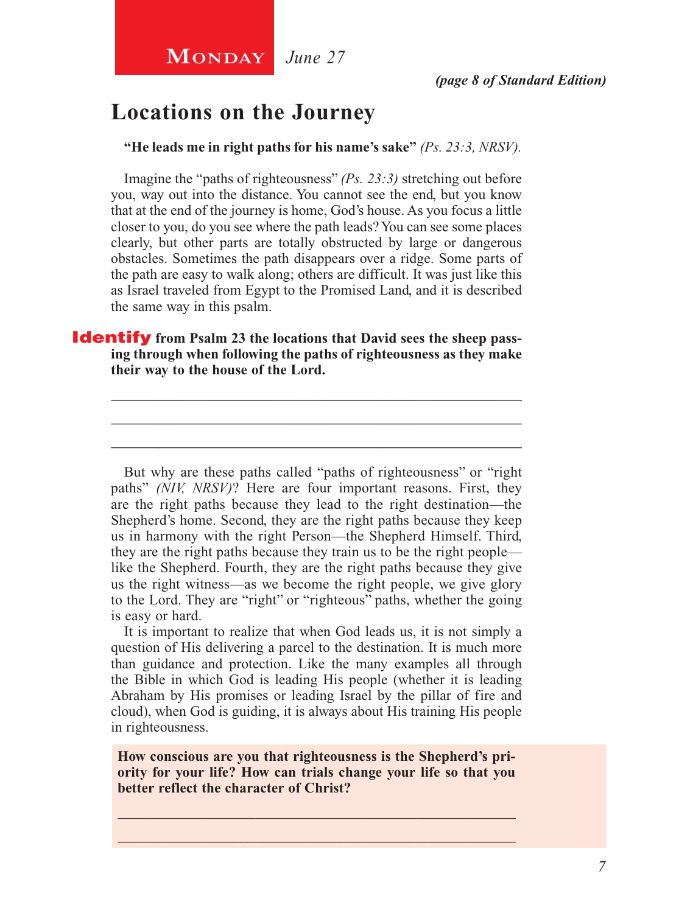**Monday** *June 27*

*(page 8 of Standard Edition)*

## Locations on the Journey

**"He leads me in right paths for his name's sake"** *(Ps. 23:3, NRSV).*

Imagine the "paths of righteousness" *(Ps. 23:3)* stretching out before you, way out into the distance. You cannot see the end, but you know that at the end of the journey is home, God's house. As you focus a little closer to you, do you see where the path leads? You can see some places clearly, but other parts are totally obstructed by large or dangerous obstacles. Sometimes the path disappears over a ridge. Some parts of the path are easy to walk along; others are difficult. It was just like this as Israel traveled from Egypt to the Promised Land, and it is described the same way in this psalm.

**Identify from Psalm 23 the locations that David sees the sheep passing through when following the paths of righteousness as they make their way to the house of the Lord.**

_______________________________________________

_______________________________________________

_______________________________________________

But why are these paths called "paths of righteousness" or "right paths" *(NIV, NRSV)*? Here are four important reasons. First, they are the right paths because they lead to the right destination—the Shepherd's home. Second, they are the right paths because they keep us in harmony with the right Person—the Shepherd Himself. Third, they are the right paths because they train us to be the right people—like the Shepherd. Fourth, they are the right paths because they give us the right witness—as we become the right people, we give glory to the Lord. They are "right" or "righteous" paths, whether the going is easy or hard.

It is important to realize that when God leads us, it is not simply a question of His delivering a parcel to the destination. It is much more than guidance and protection. Like the many examples all through the Bible in which God is leading His people (whether it is leading Abraham by His promises or leading Israel by the pillar of fire and cloud), when God is guiding, it is always about His training His people in righteousness.

**How conscious are you that righteousness is the Shepherd's priority for your life? How can trials change your life so that you better reflect the character of Christ?**

_______________________________________________

_______________________________________________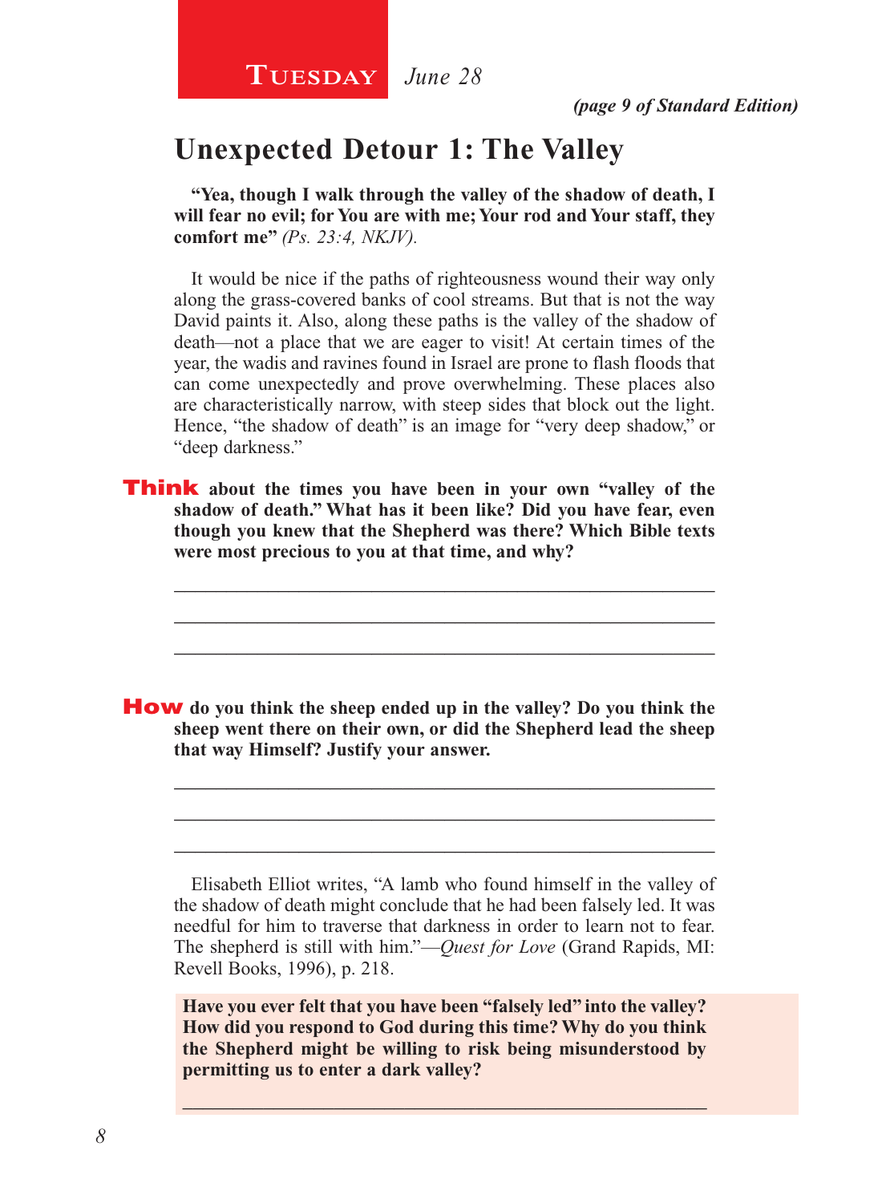**Tuesday** *June 28*

*(page 9 of Standard Edition)*

## Unexpected Detour 1: The Valley

**"Yea, though I walk through the valley of the shadow of death, I will fear no evil; for You are with me; Your rod and Your staff, they comfort me"** *(Ps. 23:4, NKJV).*

It would be nice if the paths of righteousness wound their way only along the grass-covered banks of cool streams. But that is not the way David paints it. Also, along these paths is the valley of the shadow of death—not a place that we are eager to visit! At certain times of the year, the wadis and ravines found in Israel are prone to flash floods that can come unexpectedly and prove overwhelming. These places also are characteristically narrow, with steep sides that block out the light. Hence, "the shadow of death" is an image for "very deep shadow," or "deep darkness."

**Think about the times you have been in your own "valley of the shadow of death." What has it been like? Did you have fear, even though you knew that the Shepherd was there? Which Bible texts were most precious to you at that time, and why?**

_______________________________________________________________

_______________________________________________________________

_______________________________________________________________

**How do you think the sheep ended up in the valley? Do you think the sheep went there on their own, or did the Shepherd lead the sheep that way Himself? Justify your answer.**

_______________________________________________________________

_______________________________________________________________

_______________________________________________________________

Elisabeth Elliot writes, "A lamb who found himself in the valley of the shadow of death might conclude that he had been falsely led. It was needful for him to traverse that darkness in order to learn not to fear. The shepherd is still with him."—*Quest for Love* (Grand Rapids, MI: Revell Books, 1996), p. 218.

**Have you ever felt that you have been "falsely led" into the valley? How did you respond to God during this time? Why do you think the Shepherd might be willing to risk being misunderstood by permitting us to enter a dark valley?**

_______________________________________________________________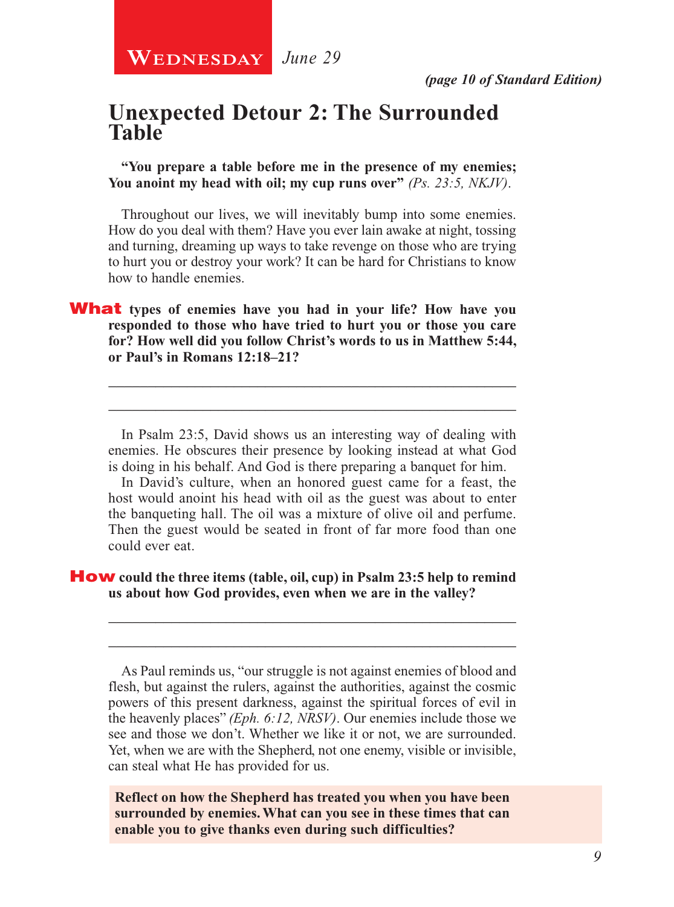**Wednesday** *June 29*

***(page 10 of Standard Edition)***

## Unexpected Detour 2: The Surrounded Table

**"You prepare a table before me in the presence of my enemies; You anoint my head with oil; my cup runs over"** *(Ps. 23:5, NKJV)*.

Throughout our lives, we will inevitably bump into some enemies. How do you deal with them? Have you ever lain awake at night, tossing and turning, dreaming up ways to take revenge on those who are trying to hurt you or destroy your work? It can be hard for Christians to know how to handle enemies.

**What types of enemies have you had in your life? How have you responded to those who have tried to hurt you or those you care for? How well did you follow Christ's words to us in Matthew 5:44, or Paul's in Romans 12:18–21?**

_____________________________________________________________

_____________________________________________________________

In Psalm 23:5, David shows us an interesting way of dealing with enemies. He obscures their presence by looking instead at what God is doing in his behalf. And God is there preparing a banquet for him.

In David's culture, when an honored guest came for a feast, the host would anoint his head with oil as the guest was about to enter the banqueting hall. The oil was a mixture of olive oil and perfume. Then the guest would be seated in front of far more food than one could ever eat.

**How could the three items (table, oil, cup) in Psalm 23:5 help to remind us about how God provides, even when we are in the valley?**

_____________________________________________________________

_____________________________________________________________

As Paul reminds us, "our struggle is not against enemies of blood and flesh, but against the rulers, against the authorities, against the cosmic powers of this present darkness, against the spiritual forces of evil in the heavenly places" *(Eph. 6:12, NRSV)*. Our enemies include those we see and those we don't. Whether we like it or not, we are surrounded. Yet, when we are with the Shepherd, not one enemy, visible or invisible, can steal what He has provided for us.

**Reflect on how the Shepherd has treated you when you have been surrounded by enemies. What can you see in these times that can enable you to give thanks even during such difficulties?**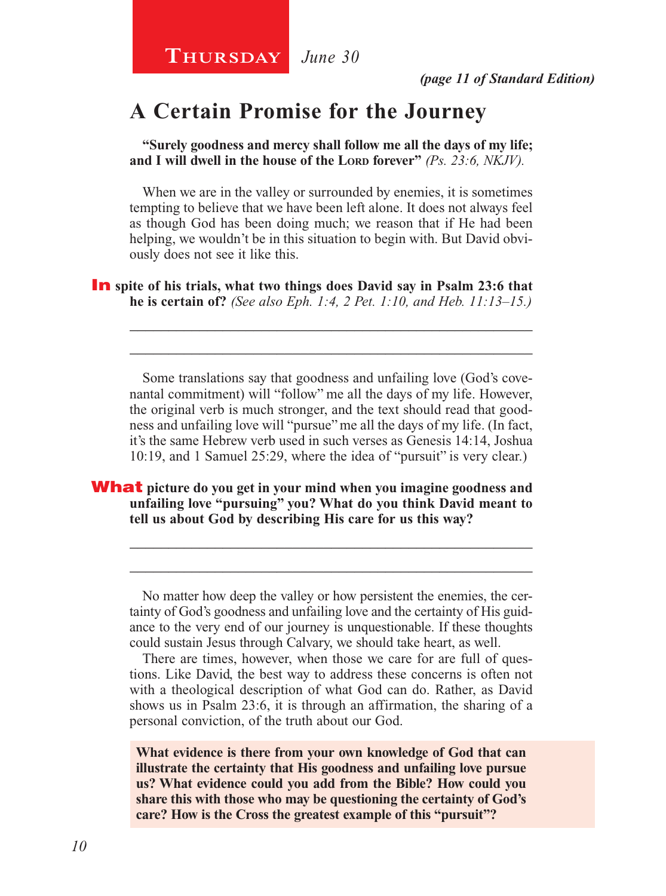**Thursday** *June 30*

***(page 11 of Standard Edition)***

# A Certain Promise for the Journey

**"Surely goodness and mercy shall follow me all the days of my life; and I will dwell in the house of the Lord forever"** *(Ps. 23:6, NKJV).*

When we are in the valley or surrounded by enemies, it is sometimes tempting to believe that we have been left alone. It does not always feel as though God has been doing much; we reason that if He had been helping, we wouldn't be in this situation to begin with. But David obviously does not see it like this.

**In spite of his trials, what two things does David say in Psalm 23:6 that he is certain of?** *(See also Eph. 1:4, 2 Pet. 1:10, and Heb. 11:13–15.)*

\_\_\_\_\_\_\_\_\_\_\_\_\_\_\_\_\_\_\_\_\_\_\_\_\_\_\_\_\_\_\_\_\_\_\_\_\_\_\_\_\_\_\_\_\_\_\_\_\_\_\_\_\_\_\_\_

\_\_\_\_\_\_\_\_\_\_\_\_\_\_\_\_\_\_\_\_\_\_\_\_\_\_\_\_\_\_\_\_\_\_\_\_\_\_\_\_\_\_\_\_\_\_\_\_\_\_\_\_\_\_\_\_

Some translations say that goodness and unfailing love (God's covenantal commitment) will "follow" me all the days of my life. However, the original verb is much stronger, and the text should read that goodness and unfailing love will "pursue" me all the days of my life. (In fact, it's the same Hebrew verb used in such verses as Genesis 14:14, Joshua 10:19, and 1 Samuel 25:29, where the idea of "pursuit" is very clear.)

**What picture do you get in your mind when you imagine goodness and unfailing love "pursuing" you? What do you think David meant to tell us about God by describing His care for us this way?**

\_\_\_\_\_\_\_\_\_\_\_\_\_\_\_\_\_\_\_\_\_\_\_\_\_\_\_\_\_\_\_\_\_\_\_\_\_\_\_\_\_\_\_\_\_\_\_\_\_\_\_\_\_\_\_\_

\_\_\_\_\_\_\_\_\_\_\_\_\_\_\_\_\_\_\_\_\_\_\_\_\_\_\_\_\_\_\_\_\_\_\_\_\_\_\_\_\_\_\_\_\_\_\_\_\_\_\_\_\_\_\_\_

No matter how deep the valley or how persistent the enemies, the certainty of God's goodness and unfailing love and the certainty of His guidance to the very end of our journey is unquestionable. If these thoughts could sustain Jesus through Calvary, we should take heart, as well.

There are times, however, when those we care for are full of questions. Like David, the best way to address these concerns is often not with a theological description of what God can do. Rather, as David shows us in Psalm 23:6, it is through an affirmation, the sharing of a personal conviction, of the truth about our God.

**What evidence is there from your own knowledge of God that can illustrate the certainty that His goodness and unfailing love pursue us? What evidence could you add from the Bible? How could you share this with those who may be questioning the certainty of God's care? How is the Cross the greatest example of this "pursuit"?**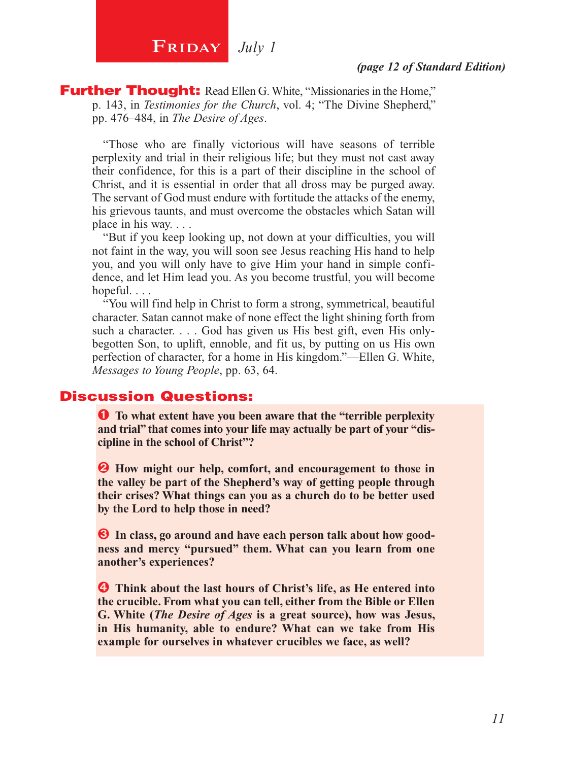# Friday *July 1*

***(page 12 of Standard Edition)***

**Further Thought:** Read Ellen G. White, "Missionaries in the Home," p. 143, in *Testimonies for the Church*, vol. 4; "The Divine Shepherd," pp. 476–484, in *The Desire of Ages*.

"Those who are finally victorious will have seasons of terrible perplexity and trial in their religious life; but they must not cast away their confidence, for this is a part of their discipline in the school of Christ, and it is essential in order that all dross may be purged away. The servant of God must endure with fortitude the attacks of the enemy, his grievous taunts, and must overcome the obstacles which Satan will place in his way. . . .

"But if you keep looking up, not down at your difficulties, you will not faint in the way, you will soon see Jesus reaching His hand to help you, and you will only have to give Him your hand in simple confidence, and let Him lead you. As you become trustful, you will become hopeful. . . .

"You will find help in Christ to form a strong, symmetrical, beautiful character. Satan cannot make of none effect the light shining forth from such a character. . . . God has given us His best gift, even His only-begotten Son, to uplift, ennoble, and fit us, by putting on us His own perfection of character, for a home in His kingdom."—Ellen G. White, *Messages to Young People*, pp. 63, 64.

## Discussion Questions:

1. **To what extent have you been aware that the "terrible perplexity and trial" that comes into your life may actually be part of your "discipline in the school of Christ"?**

2. **How might our help, comfort, and encouragement to those in the valley be part of the Shepherd's way of getting people through their crises? What things can you as a church do to be better used by the Lord to help those in need?**

3. **In class, go around and have each person talk about how goodness and mercy "pursued" them. What can you learn from one another's experiences?**

4. **Think about the last hours of Christ's life, as He entered into the crucible. From what you can tell, either from the Bible or Ellen G. White (*The Desire of Ages* is a great source), how was Jesus, in His humanity, able to endure? What can we take from His example for ourselves in whatever crucibles we face, as well?**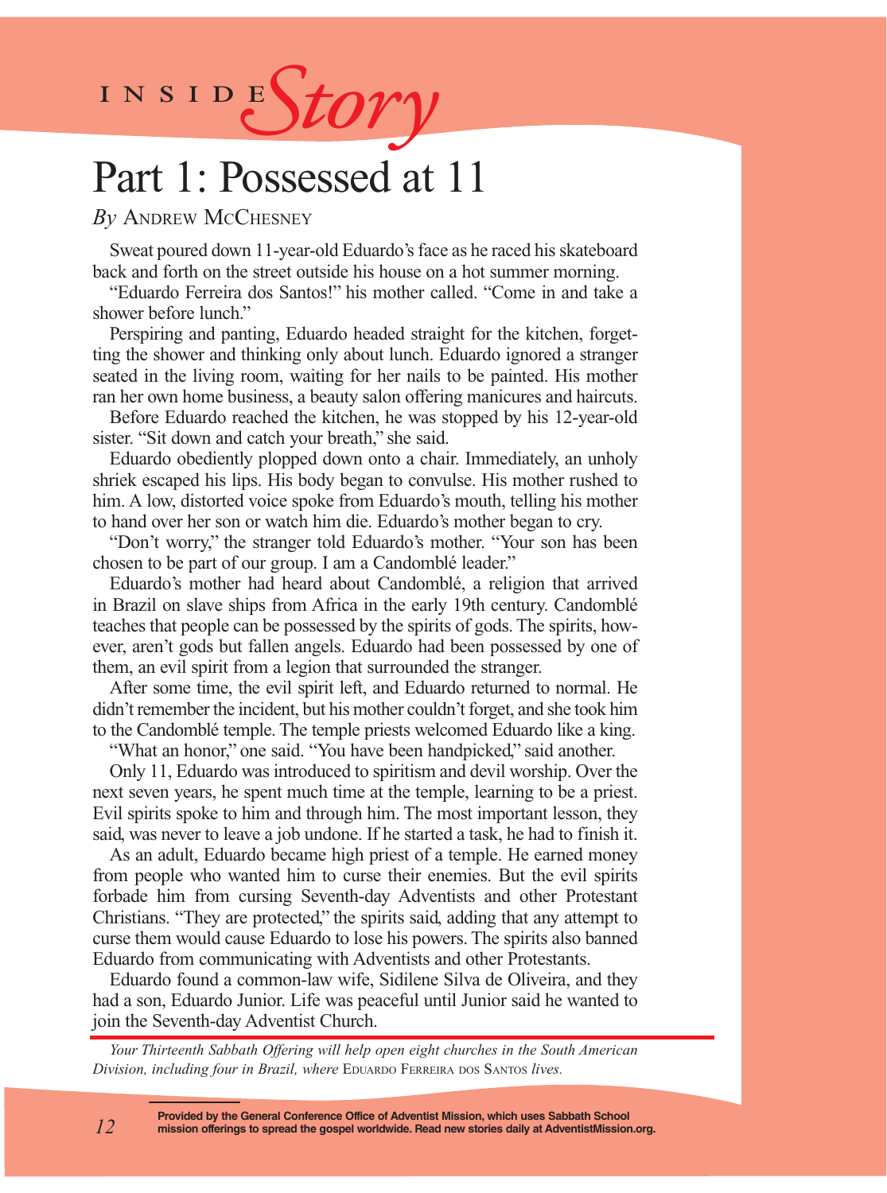INSIDE *Story*

# Part 1: Possessed at 11

*By* Andrew McChesney

Sweat poured down 11-year-old Eduardo's face as he raced his skateboard back and forth on the street outside his house on a hot summer morning.

"Eduardo Ferreira dos Santos!" his mother called. "Come in and take a shower before lunch."

Perspiring and panting, Eduardo headed straight for the kitchen, forgetting the shower and thinking only about lunch. Eduardo ignored a stranger seated in the living room, waiting for her nails to be painted. His mother ran her own home business, a beauty salon offering manicures and haircuts.

Before Eduardo reached the kitchen, he was stopped by his 12-year-old sister. "Sit down and catch your breath," she said.

Eduardo obediently plopped down onto a chair. Immediately, an unholy shriek escaped his lips. His body began to convulse. His mother rushed to him. A low, distorted voice spoke from Eduardo's mouth, telling his mother to hand over her son or watch him die. Eduardo's mother began to cry.

"Don't worry," the stranger told Eduardo's mother. "Your son has been chosen to be part of our group. I am a Candomblé leader."

Eduardo's mother had heard about Candomblé, a religion that arrived in Brazil on slave ships from Africa in the early 19th century. Candomblé teaches that people can be possessed by the spirits of gods. The spirits, however, aren't gods but fallen angels. Eduardo had been possessed by one of them, an evil spirit from a legion that surrounded the stranger.

After some time, the evil spirit left, and Eduardo returned to normal. He didn't remember the incident, but his mother couldn't forget, and she took him to the Candomblé temple. The temple priests welcomed Eduardo like a king.

"What an honor," one said. "You have been handpicked," said another.

Only 11, Eduardo was introduced to spiritism and devil worship. Over the next seven years, he spent much time at the temple, learning to be a priest. Evil spirits spoke to him and through him. The most important lesson, they said, was never to leave a job undone. If he started a task, he had to finish it.

As an adult, Eduardo became high priest of a temple. He earned money from people who wanted him to curse their enemies. But the evil spirits forbade him from cursing Seventh-day Adventists and other Protestant Christians. "They are protected," the spirits said, adding that any attempt to curse them would cause Eduardo to lose his powers. The spirits also banned Eduardo from communicating with Adventists and other Protestants.

Eduardo found a common-law wife, Sidilene Silva de Oliveira, and they had a son, Eduardo Junior. Life was peaceful until Junior said he wanted to join the Seventh-day Adventist Church.

*Your Thirteenth Sabbath Offering will help open eight churches in the South American Division, including four in Brazil, where* Eduardo Ferreira dos Santos *lives.*

**Provided by the General Conference Office of Adventist Mission, which uses Sabbath School mission offerings to spread the gospel worldwide. Read new stories daily at AdventistMission.org.**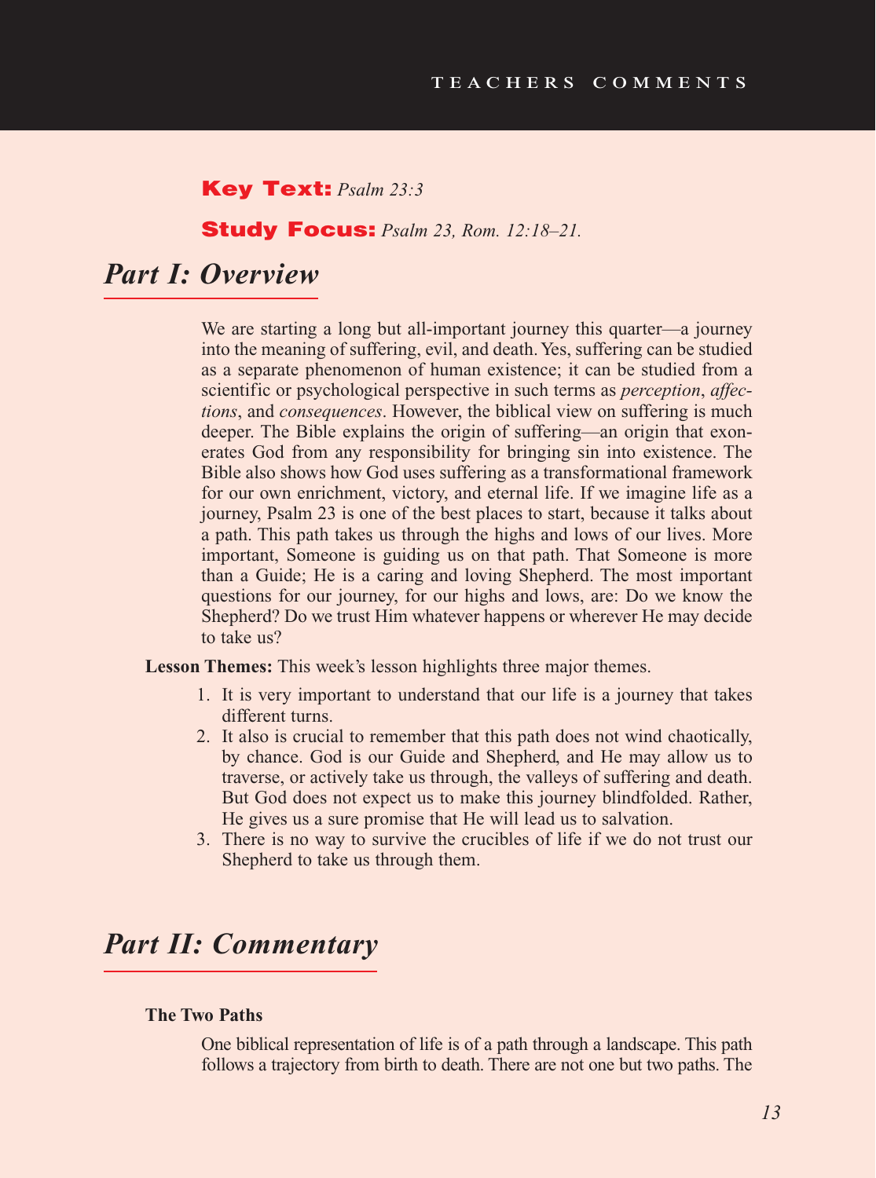**Key Text:** *Psalm 23:3*

**Study Focus:** *Psalm 23, Rom. 12:18–21.*

## *Part I: Overview*

We are starting a long but all-important journey this quarter—a journey into the meaning of suffering, evil, and death. Yes, suffering can be studied as a separate phenomenon of human existence; it can be studied from a scientific or psychological perspective in such terms as *perception*, *affections*, and *consequences*. However, the biblical view on suffering is much deeper. The Bible explains the origin of suffering—an origin that exonerates God from any responsibility for bringing sin into existence. The Bible also shows how God uses suffering as a transformational framework for our own enrichment, victory, and eternal life. If we imagine life as a journey, Psalm 23 is one of the best places to start, because it talks about a path. This path takes us through the highs and lows of our lives. More important, Someone is guiding us on that path. That Someone is more than a Guide; He is a caring and loving Shepherd. The most important questions for our journey, for our highs and lows, are: Do we know the Shepherd? Do we trust Him whatever happens or wherever He may decide to take us?

**Lesson Themes:** This week's lesson highlights three major themes.

1. It is very important to understand that our life is a journey that takes different turns.
2. It also is crucial to remember that this path does not wind chaotically, by chance. God is our Guide and Shepherd, and He may allow us to traverse, or actively take us through, the valleys of suffering and death. But God does not expect us to make this journey blindfolded. Rather, He gives us a sure promise that He will lead us to salvation.
3. There is no way to survive the crucibles of life if we do not trust our Shepherd to take us through them.

## *Part II: Commentary*

### The Two Paths

One biblical representation of life is of a path through a landscape. This path follows a trajectory from birth to death. There are not one but two paths. The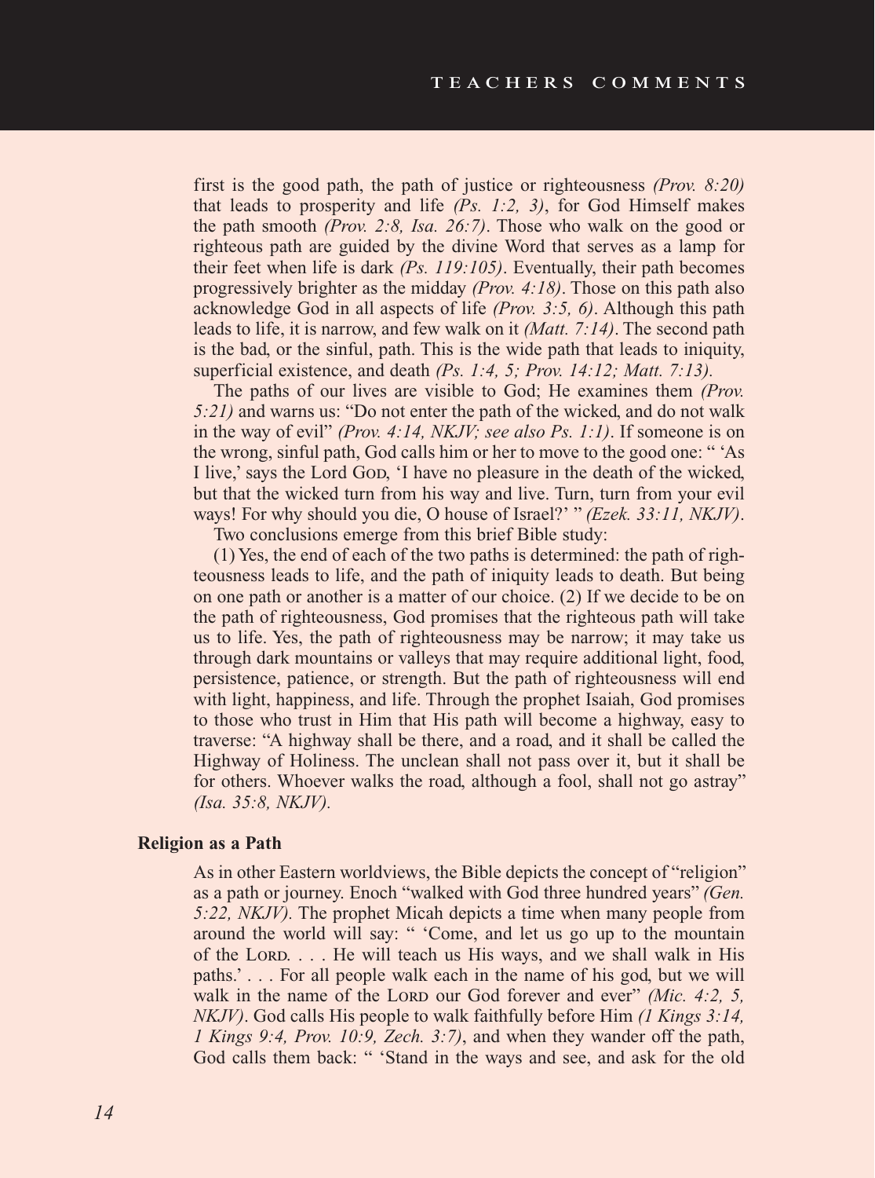first is the good path, the path of justice or righteousness *(Prov. 8:20)* that leads to prosperity and life *(Ps. 1:2, 3)*, for God Himself makes the path smooth *(Prov. 2:8, Isa. 26:7)*. Those who walk on the good or righteous path are guided by the divine Word that serves as a lamp for their feet when life is dark *(Ps. 119:105)*. Eventually, their path becomes progressively brighter as the midday *(Prov. 4:18)*. Those on this path also acknowledge God in all aspects of life *(Prov. 3:5, 6)*. Although this path leads to life, it is narrow, and few walk on it *(Matt. 7:14)*. The second path is the bad, or the sinful, path. This is the wide path that leads to iniquity, superficial existence, and death *(Ps. 1:4, 5; Prov. 14:12; Matt. 7:13).*

The paths of our lives are visible to God; He examines them *(Prov. 5:21)* and warns us: "Do not enter the path of the wicked, and do not walk in the way of evil" *(Prov. 4:14, NKJV; see also Ps. 1:1)*. If someone is on the wrong, sinful path, God calls him or her to move to the good one: " 'As I live,' says the Lord God, 'I have no pleasure in the death of the wicked, but that the wicked turn from his way and live. Turn, turn from your evil ways! For why should you die, O house of Israel?' " *(Ezek. 33:11, NKJV)*.

Two conclusions emerge from this brief Bible study:

(1) Yes, the end of each of the two paths is determined: the path of righteousness leads to life, and the path of iniquity leads to death. But being on one path or another is a matter of our choice. (2) If we decide to be on the path of righteousness, God promises that the righteous path will take us to life. Yes, the path of righteousness may be narrow; it may take us through dark mountains or valleys that may require additional light, food, persistence, patience, or strength. But the path of righteousness will end with light, happiness, and life. Through the prophet Isaiah, God promises to those who trust in Him that His path will become a highway, easy to traverse: "A highway shall be there, and a road, and it shall be called the Highway of Holiness. The unclean shall not pass over it, but it shall be for others. Whoever walks the road, although a fool, shall not go astray" *(Isa. 35:8, NKJV).*

**Religion as a Path**

As in other Eastern worldviews, the Bible depicts the concept of "religion" as a path or journey. Enoch "walked with God three hundred years" *(Gen. 5:22, NKJV).* The prophet Micah depicts a time when many people from around the world will say: " 'Come, and let us go up to the mountain of the Lord. . . . He will teach us His ways, and we shall walk in His paths.' . . . For all people walk each in the name of his god, but we will walk in the name of the Lord our God forever and ever" *(Mic. 4:2, 5, NKJV)*. God calls His people to walk faithfully before Him *(1 Kings 3:14, 1 Kings 9:4, Prov. 10:9, Zech. 3:7)*, and when they wander off the path, God calls them back: " 'Stand in the ways and see, and ask for the old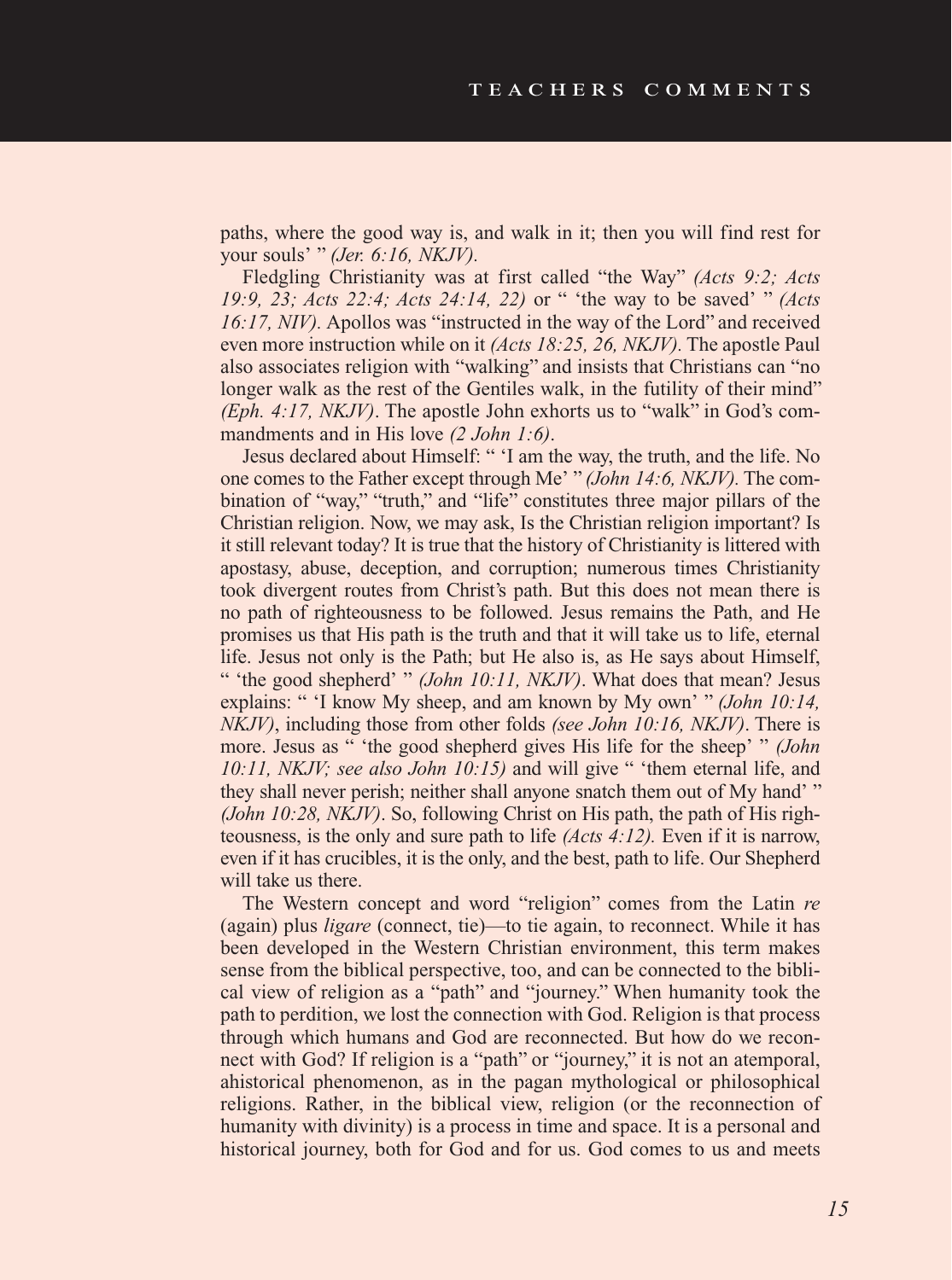paths, where the good way is, and walk in it; then you will find rest for your souls' " *(Jer. 6:16, NKJV).*

Fledgling Christianity was at first called "the Way" *(Acts 9:2; Acts 19:9, 23; Acts 22:4; Acts 24:14, 22)* or " 'the way to be saved' " *(Acts 16:17, NIV).* Apollos was "instructed in the way of the Lord" and received even more instruction while on it *(Acts 18:25, 26, NKJV).* The apostle Paul also associates religion with "walking" and insists that Christians can "no longer walk as the rest of the Gentiles walk, in the futility of their mind" *(Eph. 4:17, NKJV)*. The apostle John exhorts us to "walk" in God's commandments and in His love *(2 John 1:6)*.

Jesus declared about Himself: " 'I am the way, the truth, and the life. No one comes to the Father except through Me' " *(John 14:6, NKJV).* The combination of "way," "truth," and "life" constitutes three major pillars of the Christian religion. Now, we may ask, Is the Christian religion important? Is it still relevant today? It is true that the history of Christianity is littered with apostasy, abuse, deception, and corruption; numerous times Christianity took divergent routes from Christ's path. But this does not mean there is no path of righteousness to be followed. Jesus remains the Path, and He promises us that His path is the truth and that it will take us to life, eternal life. Jesus not only is the Path; but He also is, as He says about Himself, " 'the good shepherd' " *(John 10:11, NKJV)*. What does that mean? Jesus explains: " 'I know My sheep, and am known by My own' " *(John 10:14, NKJV)*, including those from other folds *(see John 10:16, NKJV)*. There is more. Jesus as " 'the good shepherd gives His life for the sheep' " *(John 10:11, NKJV; see also John 10:15)* and will give " 'them eternal life, and they shall never perish; neither shall anyone snatch them out of My hand' " *(John 10:28, NKJV)*. So, following Christ on His path, the path of His righteousness, is the only and sure path to life *(Acts 4:12).* Even if it is narrow, even if it has crucibles, it is the only, and the best, path to life. Our Shepherd will take us there.

The Western concept and word "religion" comes from the Latin *re* (again) plus *ligare* (connect, tie)—to tie again, to reconnect. While it has been developed in the Western Christian environment, this term makes sense from the biblical perspective, too, and can be connected to the biblical view of religion as a "path" and "journey." When humanity took the path to perdition, we lost the connection with God. Religion is that process through which humans and God are reconnected. But how do we reconnect with God? If religion is a "path" or "journey," it is not an atemporal, ahistorical phenomenon, as in the pagan mythological or philosophical religions. Rather, in the biblical view, religion (or the reconnection of humanity with divinity) is a process in time and space. It is a personal and historical journey, both for God and for us. God comes to us and meets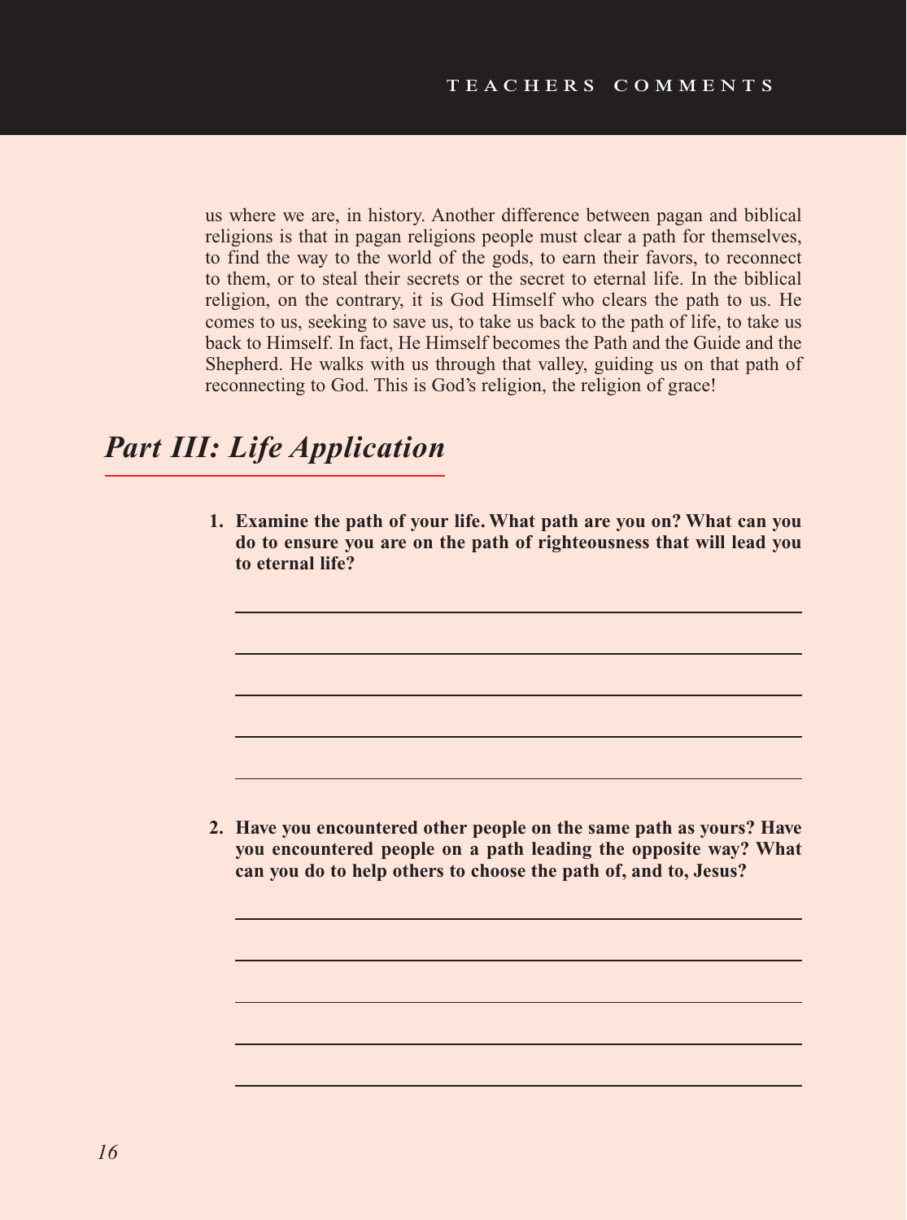us where we are, in history. Another difference between pagan and biblical religions is that in pagan religions people must clear a path for themselves, to find the way to the world of the gods, to earn their favors, to reconnect to them, or to steal their secrets or the secret to eternal life. In the biblical religion, on the contrary, it is God Himself who clears the path to us. He comes to us, seeking to save us, to take us back to the path of life, to take us back to Himself. In fact, He Himself becomes the Path and the Guide and the Shepherd. He walks with us through that valley, guiding us on that path of reconnecting to God. This is God's religion, the religion of grace!

## *Part III: Life Application*

1. **Examine the path of your life. What path are you on? What can you do to ensure you are on the path of righteousness that will lead you to eternal life?**

\_\_\_\_\_\_\_\_\_\_\_\_\_\_\_\_\_\_\_\_\_\_\_\_\_\_\_\_\_\_\_\_\_\_\_\_\_\_\_\_\_\_\_\_\_\_\_\_

\_\_\_\_\_\_\_\_\_\_\_\_\_\_\_\_\_\_\_\_\_\_\_\_\_\_\_\_\_\_\_\_\_\_\_\_\_\_\_\_\_\_\_\_\_\_\_\_

\_\_\_\_\_\_\_\_\_\_\_\_\_\_\_\_\_\_\_\_\_\_\_\_\_\_\_\_\_\_\_\_\_\_\_\_\_\_\_\_\_\_\_\_\_\_\_\_

\_\_\_\_\_\_\_\_\_\_\_\_\_\_\_\_\_\_\_\_\_\_\_\_\_\_\_\_\_\_\_\_\_\_\_\_\_\_\_\_\_\_\_\_\_\_\_\_

\_\_\_\_\_\_\_\_\_\_\_\_\_\_\_\_\_\_\_\_\_\_\_\_\_\_\_\_\_\_\_\_\_\_\_\_\_\_\_\_\_\_\_\_\_\_\_\_

2. **Have you encountered other people on the same path as yours? Have you encountered people on a path leading the opposite way? What can you do to help others to choose the path of, and to, Jesus?**

\_\_\_\_\_\_\_\_\_\_\_\_\_\_\_\_\_\_\_\_\_\_\_\_\_\_\_\_\_\_\_\_\_\_\_\_\_\_\_\_\_\_\_\_\_\_\_\_

\_\_\_\_\_\_\_\_\_\_\_\_\_\_\_\_\_\_\_\_\_\_\_\_\_\_\_\_\_\_\_\_\_\_\_\_\_\_\_\_\_\_\_\_\_\_\_\_

\_\_\_\_\_\_\_\_\_\_\_\_\_\_\_\_\_\_\_\_\_\_\_\_\_\_\_\_\_\_\_\_\_\_\_\_\_\_\_\_\_\_\_\_\_\_\_\_

\_\_\_\_\_\_\_\_\_\_\_\_\_\_\_\_\_\_\_\_\_\_\_\_\_\_\_\_\_\_\_\_\_\_\_\_\_\_\_\_\_\_\_\_\_\_\_\_

\_\_\_\_\_\_\_\_\_\_\_\_\_\_\_\_\_\_\_\_\_\_\_\_\_\_\_\_\_\_\_\_\_\_\_\_\_\_\_\_\_\_\_\_\_\_\_\_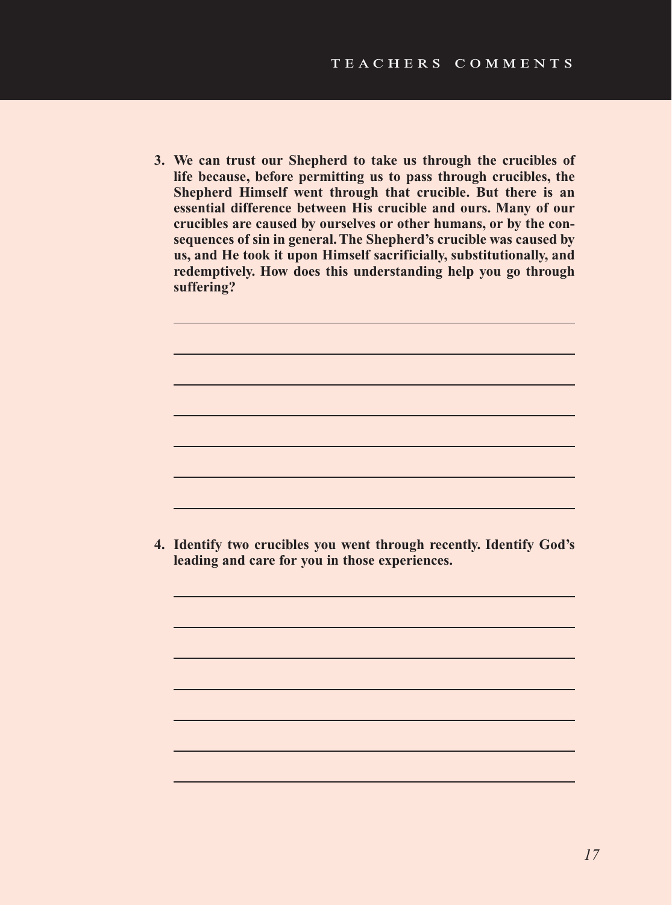**3. We can trust our Shepherd to take us through the crucibles of life because, before permitting us to pass through crucibles, the Shepherd Himself went through that crucible. But there is an essential difference between His crucible and ours. Many of our crucibles are caused by ourselves or other humans, or by the consequences of sin in general. The Shepherd's crucible was caused by us, and He took it upon Himself sacrificially, substitutionally, and redemptively. How does this understanding help you go through suffering?**

**4. Identify two crucibles you went through recently. Identify God's leading and care for you in those experiences.**